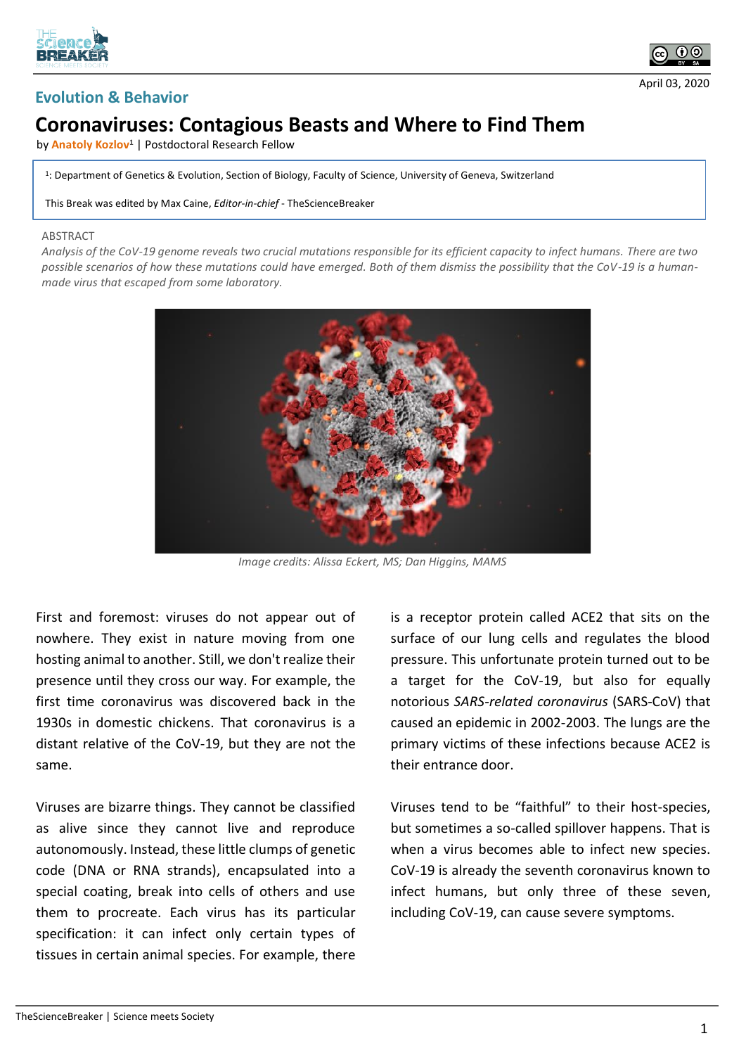Evolution & Behavior

April 03, 2020

# Coronaviruses: Contagious Beasts and Where to Find Them

by **Anatoly Kozlov**[1] | Postdoctoral Research Fellow

[1]: Department of Genetics & Evolution, Section of Biology, Faculty of Science, University of Geneva, Switzerland

This Break was edited by Max Caine, *Editor-in-chief* - TheScienceBreaker

ABSTRACT

*Analysis of the CoV-19 genome reveals two crucial mutations responsible for its efficient capacity to infect humans. There are two possible scenarios of how these mutations could have emerged. Both of them dismiss the possibility that the CoV-19 is a human-made virus that escaped from some laboratory.*

*Image credits: Alissa Eckert, MS; Dan Higgins, MAMS*

First and foremost: viruses do not appear out of nowhere. They exist in nature moving from one hosting animal to another. Still, we don't realize their presence until they cross our way. For example, the first time coronavirus was discovered back in the 1930s in domestic chickens. That coronavirus is a distant relative of the CoV-19, but they are not the same.

Viruses are bizarre things. They cannot be classified as alive since they cannot live and reproduce autonomously. Instead, these little clumps of genetic code (DNA or RNA strands), encapsulated into a special coating, break into cells of others and use them to procreate. Each virus has its particular specification: it can infect only certain types of tissues in certain animal species. For example, there is a receptor protein called ACE2 that sits on the surface of our lung cells and regulates the blood pressure. This unfortunate protein turned out to be a target for the CoV-19, but also for equally notorious *SARS-related coronavirus* (SARS-CoV) that caused an epidemic in 2002-2003. The lungs are the primary victims of these infections because ACE2 is their entrance door.

Viruses tend to be "faithful" to their host-species, but sometimes a so-called spillover happens. That is when a virus becomes able to infect new species. CoV-19 is already the seventh coronavirus known to infect humans, but only three of these seven, including CoV-19, can cause severe symptoms.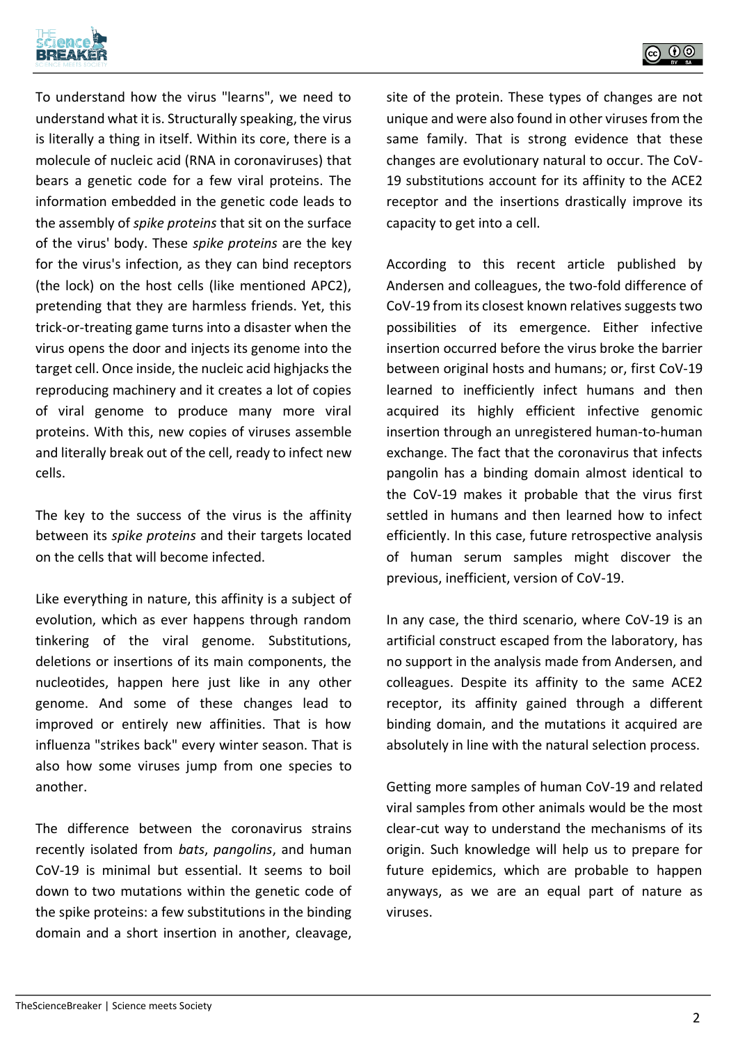To understand how the virus "learns", we need to understand what it is. Structurally speaking, the virus is literally a thing in itself. Within its core, there is a molecule of nucleic acid (RNA in coronaviruses) that bears a genetic code for a few viral proteins. The information embedded in the genetic code leads to the assembly of *spike proteins* that sit on the surface of the virus' body. These *spike proteins* are the key for the virus's infection, as they can bind receptors (the lock) on the host cells (like mentioned APC2), pretending that they are harmless friends. Yet, this trick-or-treating game turns into a disaster when the virus opens the door and injects its genome into the target cell. Once inside, the nucleic acid highjacks the reproducing machinery and it creates a lot of copies of viral genome to produce many more viral proteins. With this, new copies of viruses assemble and literally break out of the cell, ready to infect new cells.

The key to the success of the virus is the affinity between its *spike proteins* and their targets located on the cells that will become infected.

Like everything in nature, this affinity is a subject of evolution, which as ever happens through random tinkering of the viral genome. Substitutions, deletions or insertions of its main components, the nucleotides, happen here just like in any other genome. And some of these changes lead to improved or entirely new affinities. That is how influenza "strikes back" every winter season. That is also how some viruses jump from one species to another.

The difference between the coronavirus strains recently isolated from *bats*, *pangolins*, and human CoV-19 is minimal but essential. It seems to boil down to two mutations within the genetic code of the spike proteins: a few substitutions in the binding domain and a short insertion in another, cleavage, site of the protein. These types of changes are not unique and were also found in other viruses from the same family. That is strong evidence that these changes are evolutionary natural to occur. The CoV-19 substitutions account for its affinity to the ACE2 receptor and the insertions drastically improve its capacity to get into a cell.

According to this recent article published by Andersen and colleagues, the two-fold difference of CoV-19 from its closest known relatives suggests two possibilities of its emergence. Either infective insertion occurred before the virus broke the barrier between original hosts and humans; or, first CoV-19 learned to inefficiently infect humans and then acquired its highly efficient infective genomic insertion through an unregistered human-to-human exchange. The fact that the coronavirus that infects pangolin has a binding domain almost identical to the CoV-19 makes it probable that the virus first settled in humans and then learned how to infect efficiently. In this case, future retrospective analysis of human serum samples might discover the previous, inefficient, version of CoV-19.

In any case, the third scenario, where CoV-19 is an artificial construct escaped from the laboratory, has no support in the analysis made from Andersen, and colleagues. Despite its affinity to the same ACE2 receptor, its affinity gained through a different binding domain, and the mutations it acquired are absolutely in line with the natural selection process.

Getting more samples of human CoV-19 and related viral samples from other animals would be the most clear-cut way to understand the mechanisms of its origin. Such knowledge will help us to prepare for future epidemics, which are probable to happen anyways, as we are an equal part of nature as viruses.